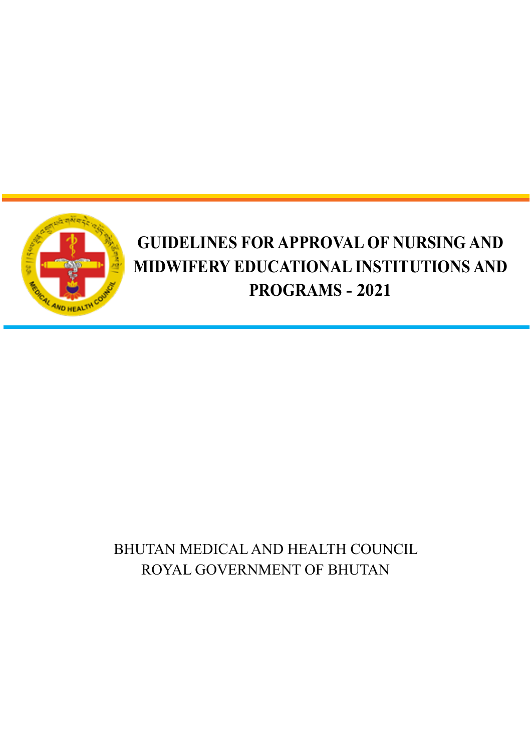# GUIDELINES FOR APPROVAL OF NURSING AND MIDWIFERY EDUCATIONAL INSTITUTIONS AND PROGRAMS - 2021

BHUTAN MEDICAL AND HEALTH COUNCIL
ROYAL GOVERNMENT OF BHUTAN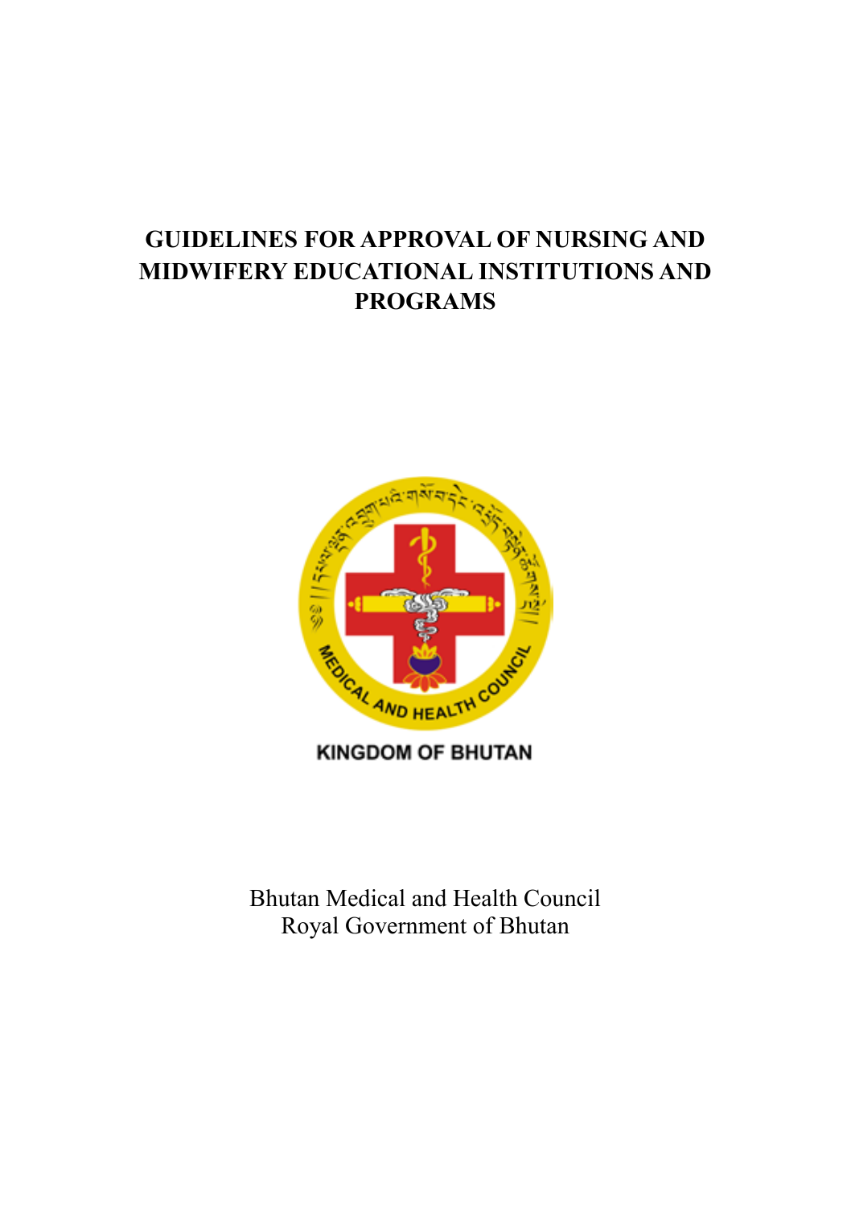# GUIDELINES FOR APPROVAL OF NURSING AND MIDWIFERY EDUCATIONAL INSTITUTIONS AND PROGRAMS

MEDICAL AND HEALTH COUNCIL

KINGDOM OF BHUTAN

Bhutan Medical and Health Council
Royal Government of Bhutan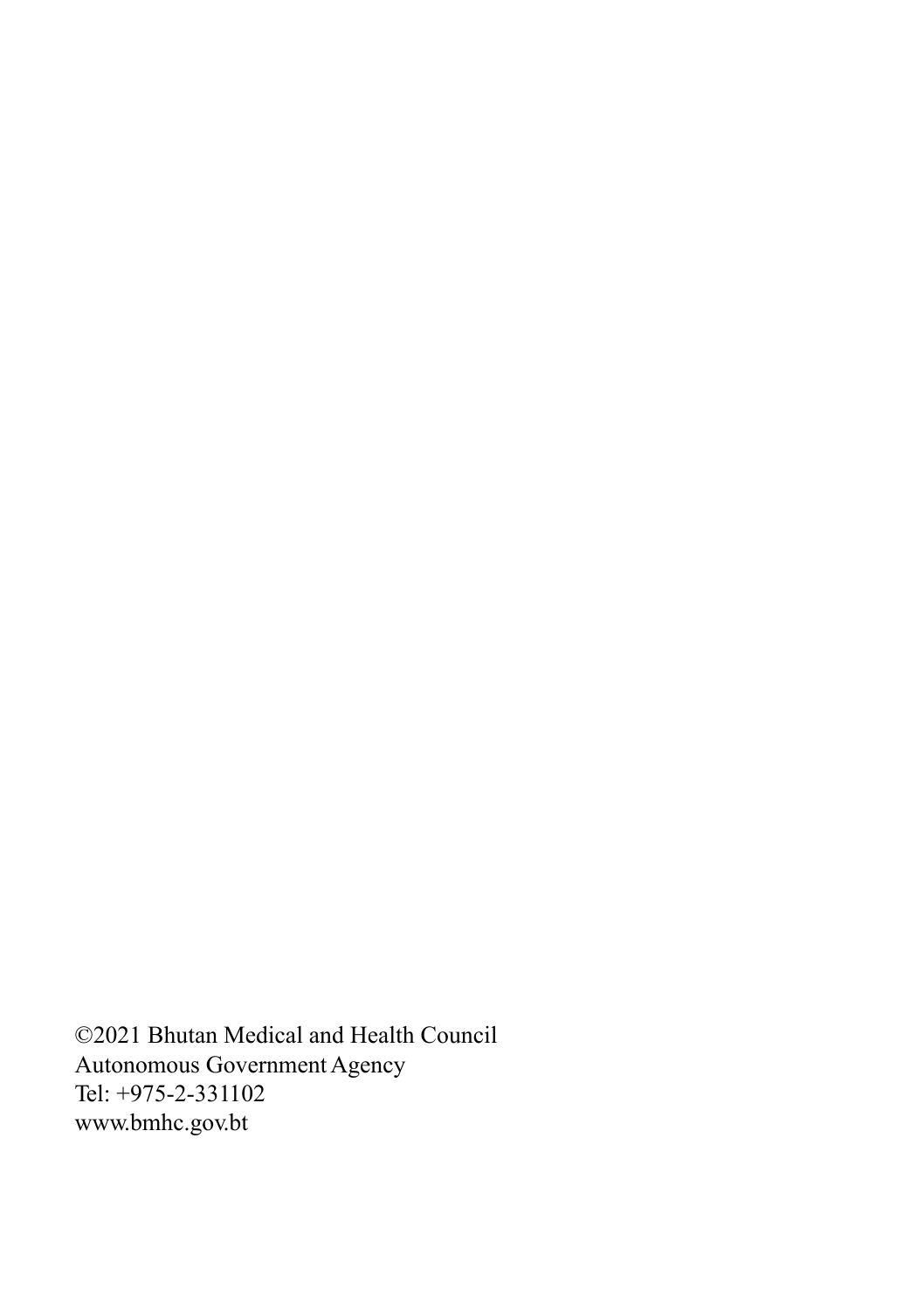©2021 Bhutan Medical and Health Council
Autonomous Government Agency
Tel: +975-2-331102
www.bmhc.gov.bt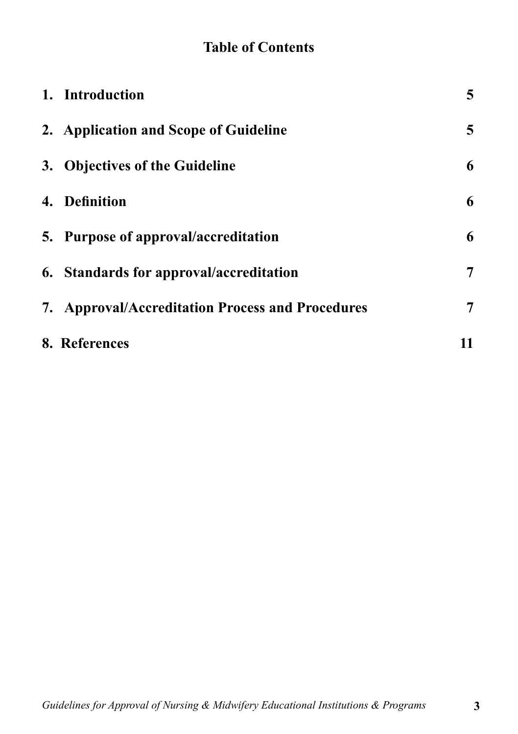## Table of Contents

| | |
|---|---|
| 1. Introduction | 5 |
| 2. Application and Scope of Guideline | 5 |
| 3. Objectives of the Guideline | 6 |
| 4. Definition | 6 |
| 5. Purpose of approval/accreditation | 6 |
| 6. Standards for approval/accreditation | 7 |
| 7. Approval/Accreditation Process and Procedures | 7 |
| 8. References | 11 |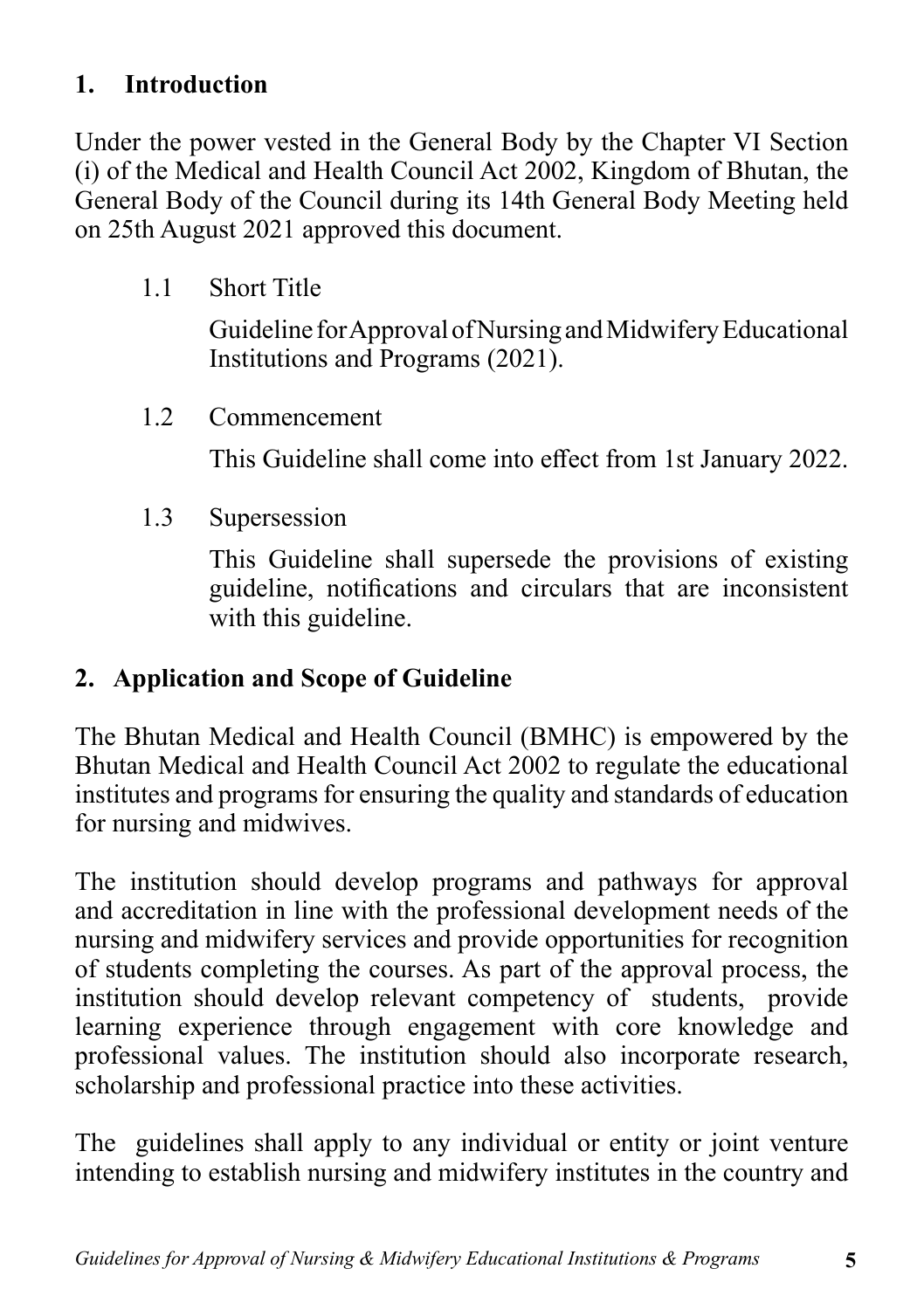## 1. Introduction

Under the power vested in the General Body by the Chapter VI Section (i) of the Medical and Health Council Act 2002, Kingdom of Bhutan, the General Body of the Council during its 14th General Body Meeting held on 25th August 2021 approved this document.

### 1.1 Short Title

Guideline for Approval of Nursing and Midwifery Educational Institutions and Programs (2021).

### 1.2 Commencement

This Guideline shall come into effect from 1st January 2022.

### 1.3 Supersession

This Guideline shall supersede the provisions of existing guideline, notifications and circulars that are inconsistent with this guideline.

## 2. Application and Scope of Guideline

The Bhutan Medical and Health Council (BMHC) is empowered by the Bhutan Medical and Health Council Act 2002 to regulate the educational institutes and programs for ensuring the quality and standards of education for nursing and midwives.

The institution should develop programs and pathways for approval and accreditation in line with the professional development needs of the nursing and midwifery services and provide opportunities for recognition of students completing the courses. As part of the approval process, the institution should develop relevant competency of students, provide learning experience through engagement with core knowledge and professional values. The institution should also incorporate research, scholarship and professional practice into these activities.

The guidelines shall apply to any individual or entity or joint venture intending to establish nursing and midwifery institutes in the country and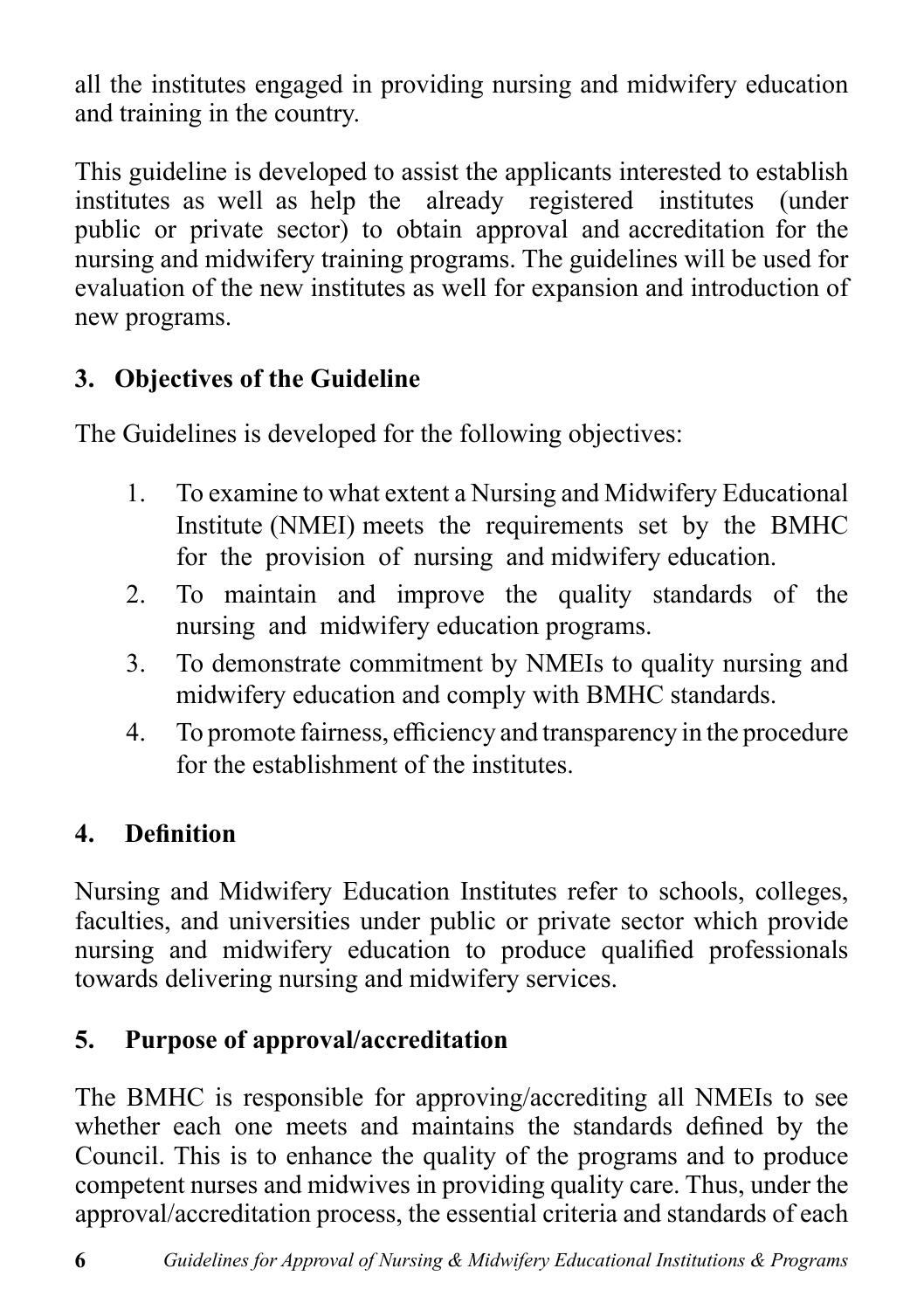all the institutes engaged in providing nursing and midwifery education and training in the country.

This guideline is developed to assist the applicants interested to establish institutes as well as help the already registered institutes (under public or private sector) to obtain approval and accreditation for the nursing and midwifery training programs. The guidelines will be used for evaluation of the new institutes as well for expansion and introduction of new programs.

## 3. Objectives of the Guideline

The Guidelines is developed for the following objectives:

1. To examine to what extent a Nursing and Midwifery Educational Institute (NMEI) meets the requirements set by the BMHC for the provision of nursing and midwifery education.
2. To maintain and improve the quality standards of the nursing and midwifery education programs.
3. To demonstrate commitment by NMEIs to quality nursing and midwifery education and comply with BMHC standards.
4. To promote fairness, efficiency and transparency in the procedure for the establishment of the institutes.

## 4. Definition

Nursing and Midwifery Education Institutes refer to schools, colleges, faculties, and universities under public or private sector which provide nursing and midwifery education to produce qualified professionals towards delivering nursing and midwifery services.

## 5. Purpose of approval/accreditation

The BMHC is responsible for approving/accrediting all NMEIs to see whether each one meets and maintains the standards defined by the Council. This is to enhance the quality of the programs and to produce competent nurses and midwives in providing quality care. Thus, under the approval/accreditation process, the essential criteria and standards of each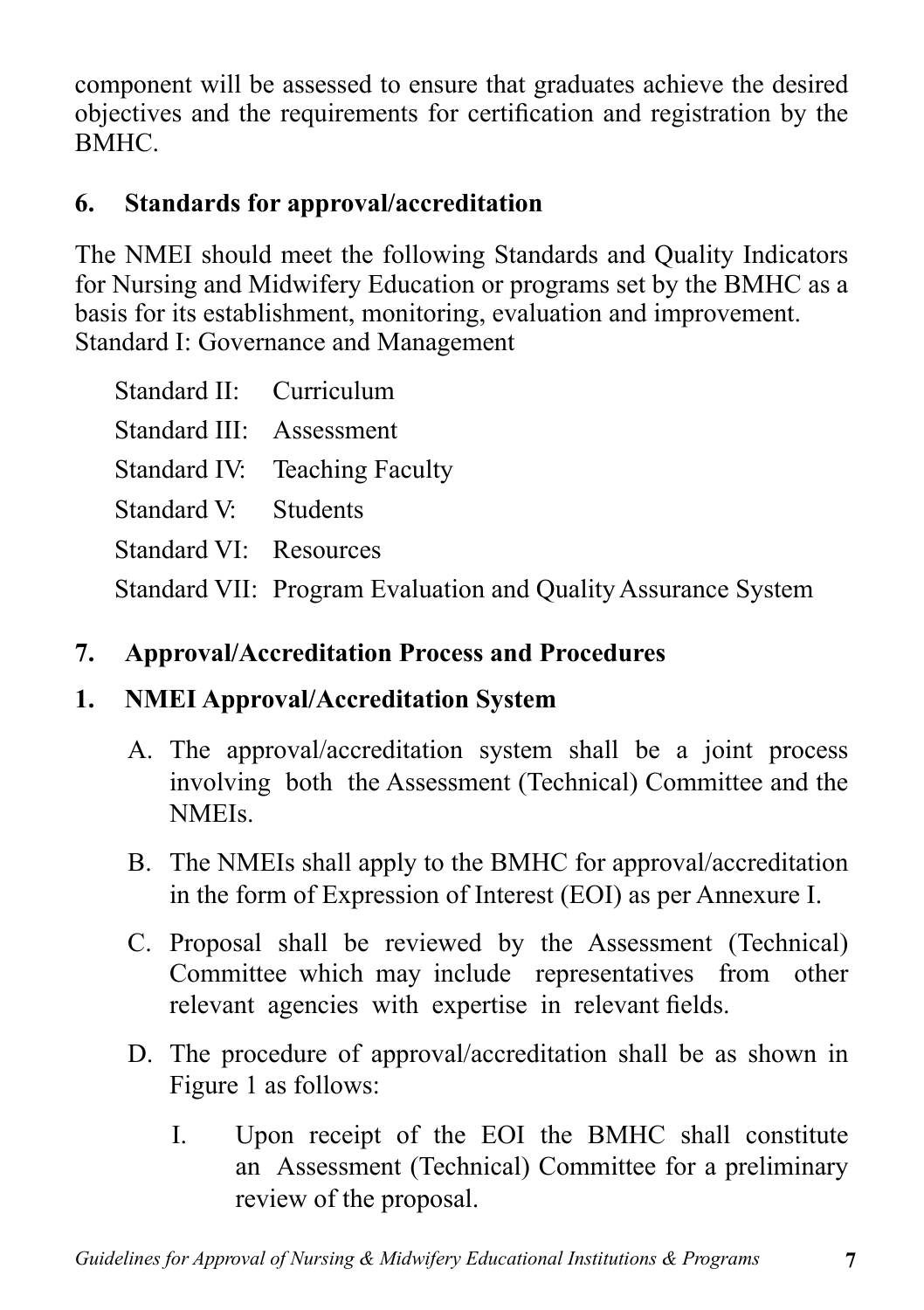component will be assessed to ensure that graduates achieve the desired objectives and the requirements for certification and registration by the BMHC.

## 6. Standards for approval/accreditation

The NMEI should meet the following Standards and Quality Indicators for Nursing and Midwifery Education or programs set by the BMHC as a basis for its establishment, monitoring, evaluation and improvement.
Standard I: Governance and Management

Standard II: Curriculum

Standard III: Assessment

Standard IV: Teaching Faculty

Standard V: Students

Standard VI: Resources

Standard VII: Program Evaluation and Quality Assurance System

## 7. Approval/Accreditation Process and Procedures

### 1. NMEI Approval/Accreditation System

A. The approval/accreditation system shall be a joint process involving both the Assessment (Technical) Committee and the NMEIs.

B. The NMEIs shall apply to the BMHC for approval/accreditation in the form of Expression of Interest (EOI) as per Annexure I.

C. Proposal shall be reviewed by the Assessment (Technical) Committee which may include representatives from other relevant agencies with expertise in relevant fields.

D. The procedure of approval/accreditation shall be as shown in Figure 1 as follows:

   I. Upon receipt of the EOI the BMHC shall constitute an Assessment (Technical) Committee for a preliminary review of the proposal.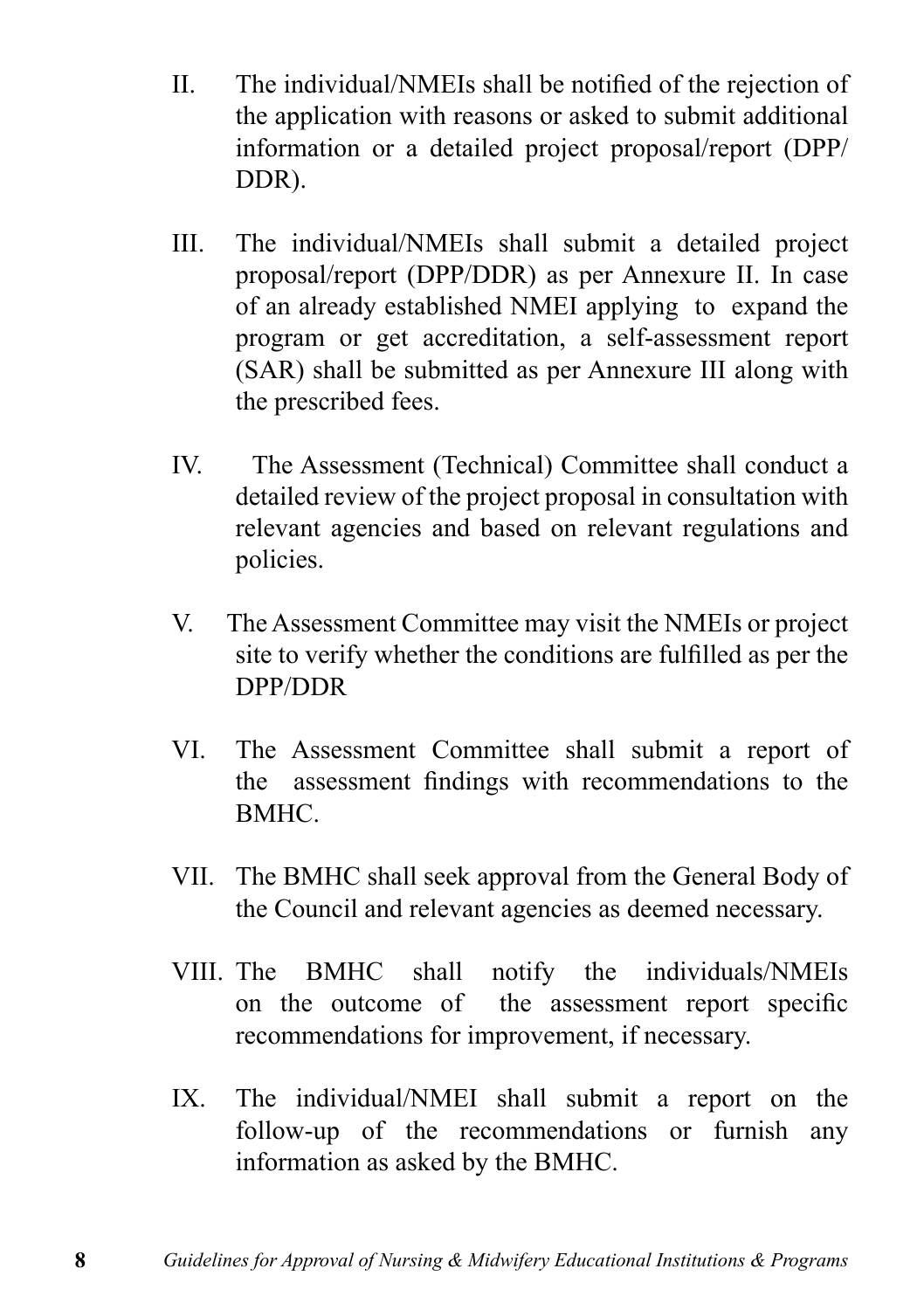II. The individual/NMEIs shall be notified of the rejection of the application with reasons or asked to submit additional information or a detailed project proposal/report (DPP/DDR).

III. The individual/NMEIs shall submit a detailed project proposal/report (DPP/DDR) as per Annexure II. In case of an already established NMEI applying to expand the program or get accreditation, a self-assessment report (SAR) shall be submitted as per Annexure III along with the prescribed fees.

IV. The Assessment (Technical) Committee shall conduct a detailed review of the project proposal in consultation with relevant agencies and based on relevant regulations and policies.

V. The Assessment Committee may visit the NMEIs or project site to verify whether the conditions are fulfilled as per the DPP/DDR

VI. The Assessment Committee shall submit a report of the assessment findings with recommendations to the BMHC.

VII. The BMHC shall seek approval from the General Body of the Council and relevant agencies as deemed necessary.

VIII. The BMHC shall notify the individuals/NMEIs on the outcome of the assessment report specific recommendations for improvement, if necessary.

IX. The individual/NMEI shall submit a report on the follow-up of the recommendations or furnish any information as asked by the BMHC.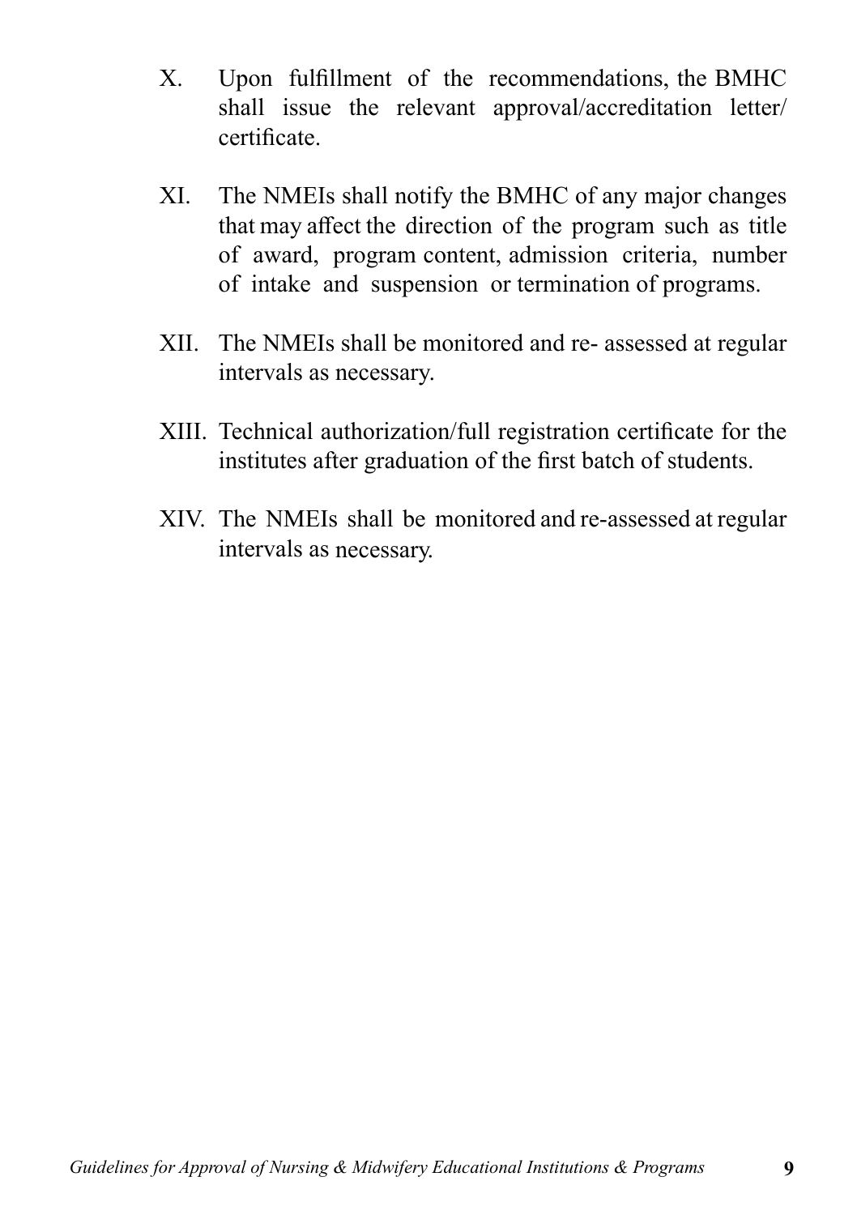X. Upon fulfillment of the recommendations, the BMHC shall issue the relevant approval/accreditation letter/ certificate.

XI. The NMEIs shall notify the BMHC of any major changes that may affect the direction of the program such as title of award, program content, admission criteria, number of intake and suspension or termination of programs.

XII. The NMEIs shall be monitored and re- assessed at regular intervals as necessary.

XIII. Technical authorization/full registration certificate for the institutes after graduation of the first batch of students.

XIV. The NMEIs shall be monitored and re-assessed at regular intervals as necessary.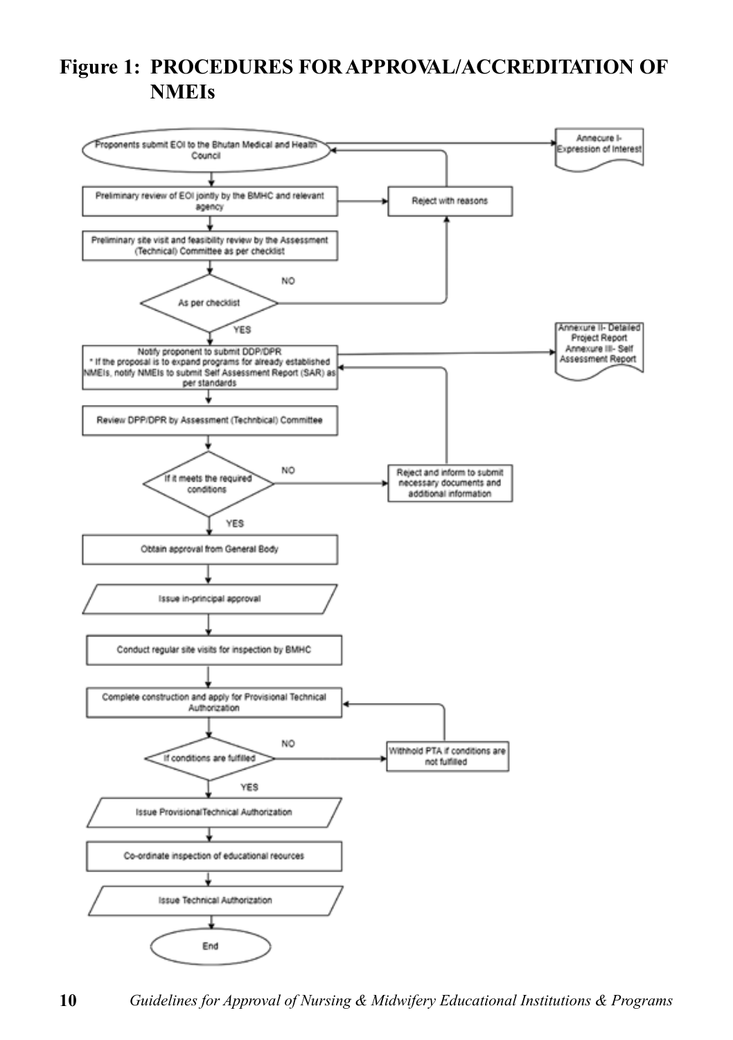# Figure 1: PROCEDURES FOR APPROVAL/ACCREDITATION OF NMEIs

Proponents submit EOI to the Bhutan Medical and Health Council

Annecure I- Expression of Interest

Preliminary review of EOI jointly by the BMHC and relevant agency

Reject with reasons

Preliminary site visit and feasibility review by the Assessment (Technical) Committee as per checklist

As per checklist

NO

YES

Notify proponent to submit DDP/DPR
* If the proposal is to expand programs for already established NMEIs, notify NMEIs to submit Self Assessment Report (SAR) as per standards

Annexure II- Detailed Project Report
Annexure III- Self Assessment Report

Review DPP/DPR by Assessment (Technbical) Committee

If it meets the required conditions

NO

Reject and inform to submit necessary documents and additional information

YES

Obtain approval from General Body

Issue in-principal approval

Conduct regular site visits for inspection by BMHC

Complete construction and apply for Provisional Technical Authorization

If conditions are fulfilled

NO

Withhold PTA if conditions are not fulfilled

YES

Issue ProvisionalTechnical Authorization

Co-ordinate inspection of educational reources

Issue Technical Authorization

End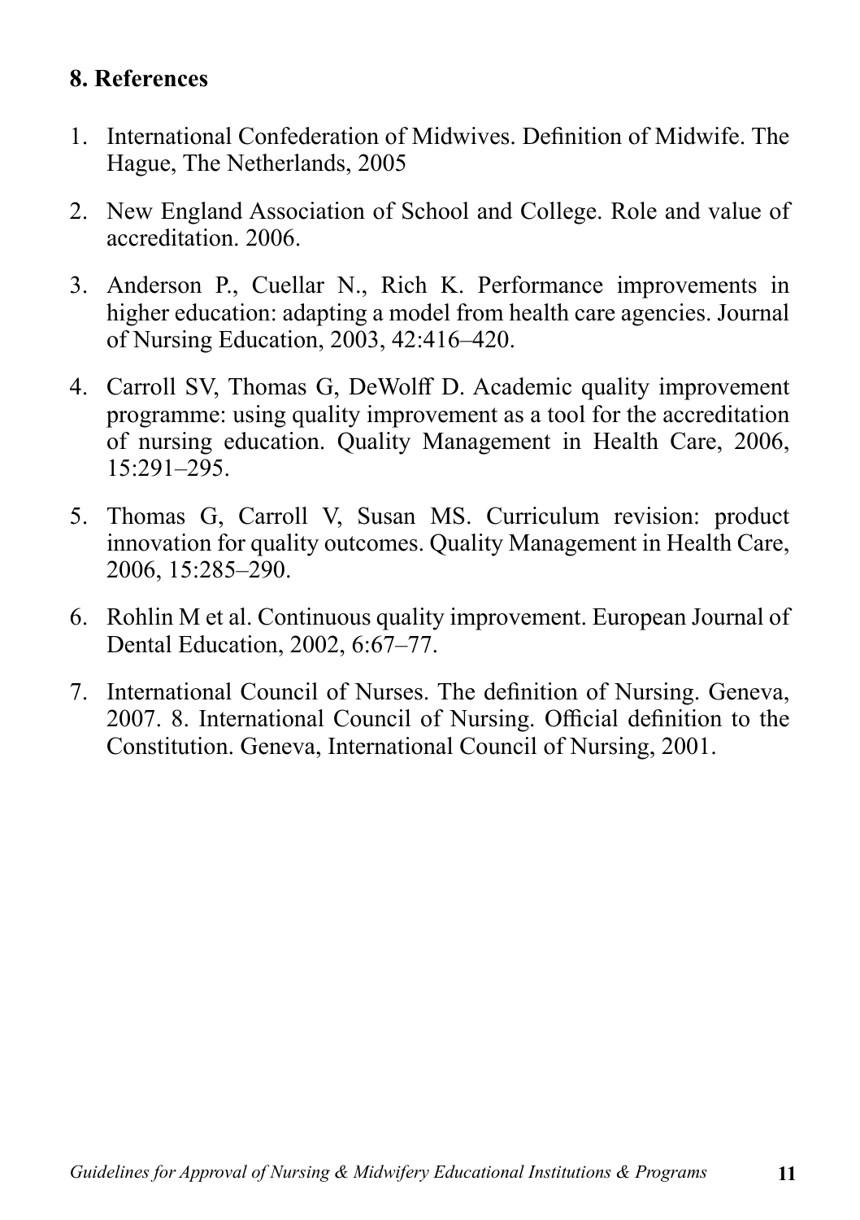## 8. References

1. International Confederation of Midwives. Definition of Midwife. The Hague, The Netherlands, 2005
2. New England Association of School and College. Role and value of accreditation. 2006.
3. Anderson P., Cuellar N., Rich K. Performance improvements in higher education: adapting a model from health care agencies. Journal of Nursing Education, 2003, 42:416–420.
4. Carroll SV, Thomas G, DeWolff D. Academic quality improvement programme: using quality improvement as a tool for the accreditation of nursing education. Quality Management in Health Care, 2006, 15:291–295.
5. Thomas G, Carroll V, Susan MS. Curriculum revision: product innovation for quality outcomes. Quality Management in Health Care, 2006, 15:285–290.
6. Rohlin M et al. Continuous quality improvement. European Journal of Dental Education, 2002, 6:67–77.
7. International Council of Nurses. The definition of Nursing. Geneva, 2007. 8. International Council of Nursing. Official definition to the Constitution. Geneva, International Council of Nursing, 2001.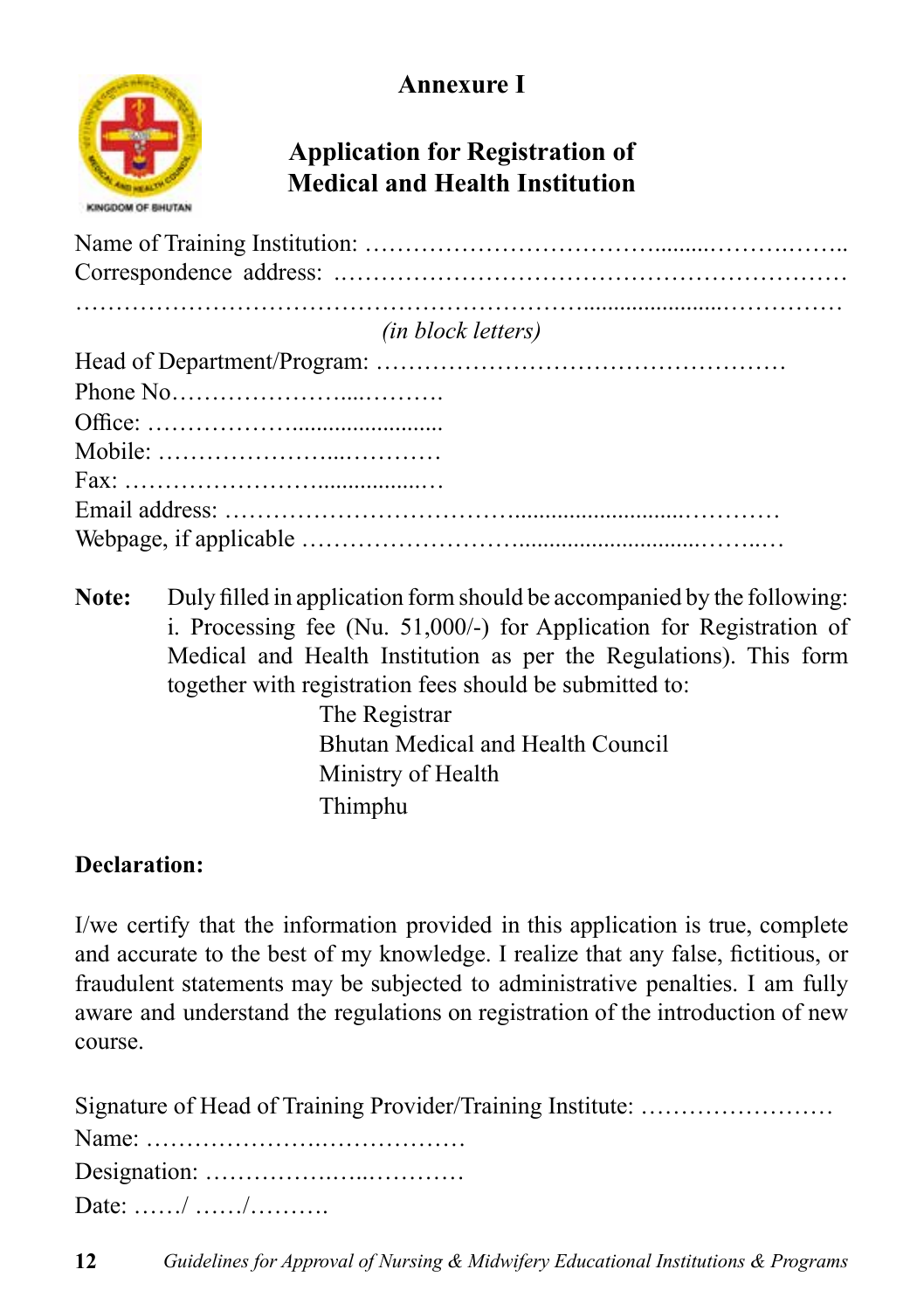# Annexure I

## Application for Registration of Medical and Health Institution

Name of Training Institution: ……………………………….........……….……..
Correspondence address: ……………………………………………………
……………………………………………………......................……………

*(in block letters)*

Head of Department/Program: ……………………………………………
Phone No…………………....……….
Office: ………………..........................
Mobile: ………………….…..…………
Fax: ……………………..................…
Email address: ………………………….........................…………
Webpage, if applicable ……………………............................……..…

**Note:** Duly filled in application form should be accompanied by the following:
i. Processing fee (Nu. 51,000/-) for Application for Registration of Medical and Health Institution as per the Regulations). This form together with registration fees should be submitted to:

The Registrar
Bhutan Medical and Health Council
Ministry of Health
Thimphu

**Declaration:**

I/we certify that the information provided in this application is true, complete and accurate to the best of my knowledge. I realize that any false, fictitious, or fraudulent statements may be subjected to administrative penalties. I am fully aware and understand the regulations on registration of the introduction of new course.

Signature of Head of Training Provider/Training Institute: ……………………
Name: ………………….………………
Designation: ……………….…..…………
Date: ……/ ……/……….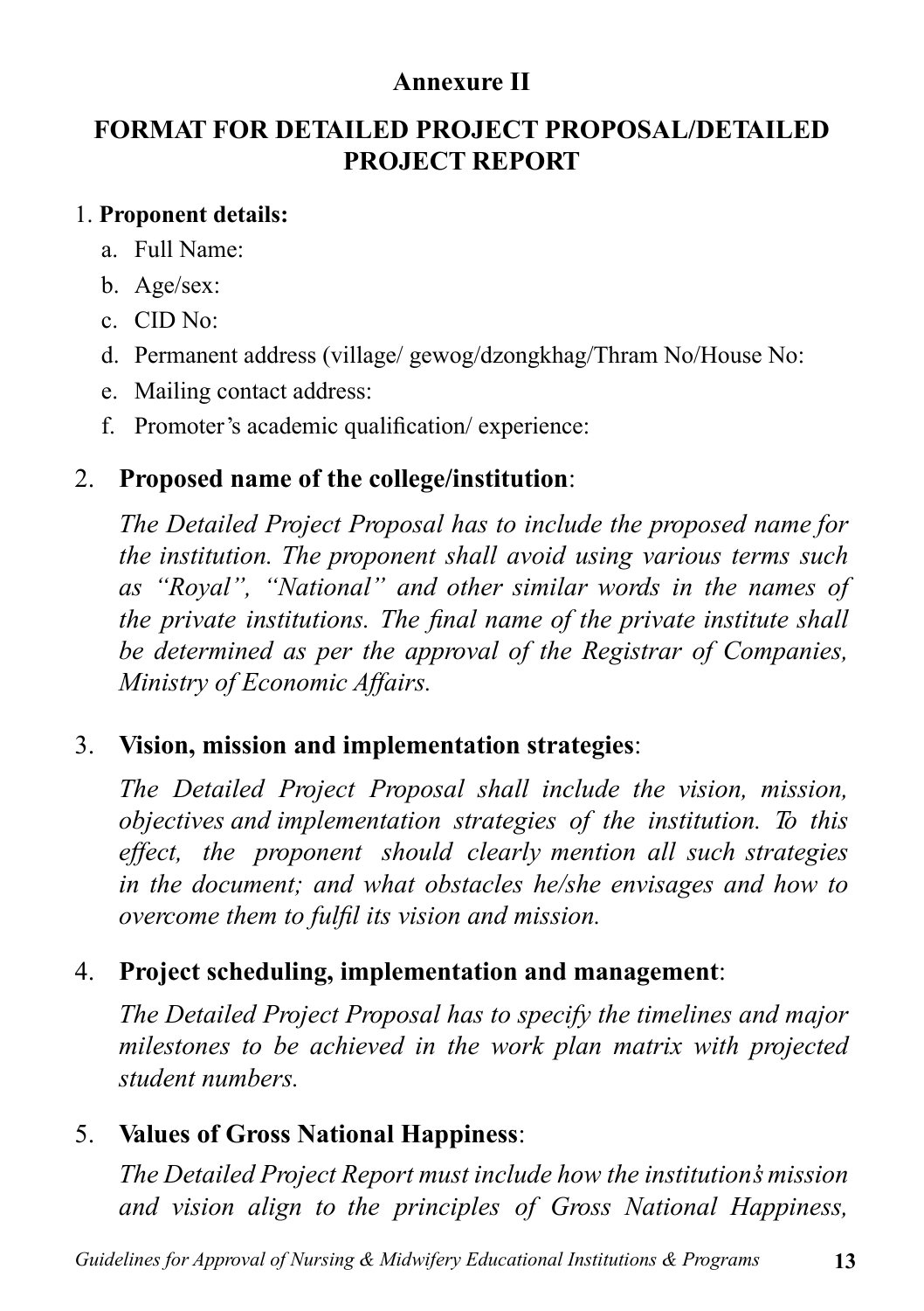## Annexure II

## FORMAT FOR DETAILED PROJECT PROPOSAL/DETAILED PROJECT REPORT

1. **Proponent details:**
   a. Full Name:
   b. Age/sex:
   c. CID No:
   d. Permanent address (village/ gewog/dzongkhag/Thram No/House No:
   e. Mailing contact address:
   f. Promoter's academic qualification/ experience:

2. **Proposed name of the college/institution**:

   *The Detailed Project Proposal has to include the proposed name for the institution. The proponent shall avoid using various terms such as "Royal", "National" and other similar words in the names of the private institutions. The final name of the private institute shall be determined as per the approval of the Registrar of Companies, Ministry of Economic Affairs.*

3. **Vision, mission and implementation strategies**:

   *The Detailed Project Proposal shall include the vision, mission, objectives and implementation strategies of the institution. To this effect, the proponent should clearly mention all such strategies in the document; and what obstacles he/she envisages and how to overcome them to fulfil its vision and mission.*

4. **Project scheduling, implementation and management**:

   *The Detailed Project Proposal has to specify the timelines and major milestones to be achieved in the work plan matrix with projected student numbers.*

5. **Values of Gross National Happiness**:

   *The Detailed Project Report must include how the institution's mission and vision align to the principles of Gross National Happiness,*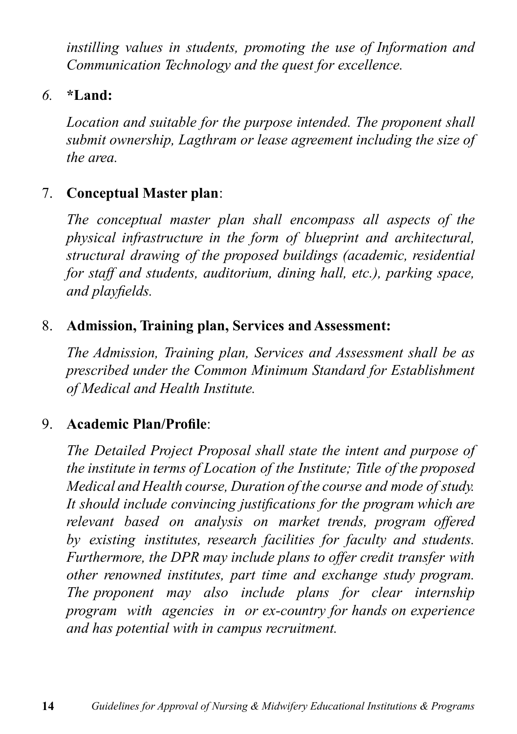*instilling values in students, promoting the use of Information and Communication Technology and the quest for excellence.*

*6.* **\*Land:**

*Location and suitable for the purpose intended. The proponent shall submit ownership, Lagthram or lease agreement including the size of the area.*

7. **Conceptual Master plan**:

*The conceptual master plan shall encompass all aspects of the physical infrastructure in the form of blueprint and architectural, structural drawing of the proposed buildings (academic, residential for staff and students, auditorium, dining hall, etc.), parking space, and playfields.*

8. **Admission, Training plan, Services and Assessment:**

*The Admission, Training plan, Services and Assessment shall be as prescribed under the Common Minimum Standard for Establishment of Medical and Health Institute.*

9. **Academic Plan/Profile**:

*The Detailed Project Proposal shall state the intent and purpose of the institute in terms of Location of the Institute; Title of the proposed Medical and Health course, Duration of the course and mode of study. It should include convincing justifications for the program which are relevant based on analysis on market trends, program offered by existing institutes, research facilities for faculty and students. Furthermore, the DPR may include plans to offer credit transfer with other renowned institutes, part time and exchange study program. The proponent may also include plans for clear internship program with agencies in or ex-country for hands on experience and has potential with in campus recruitment.*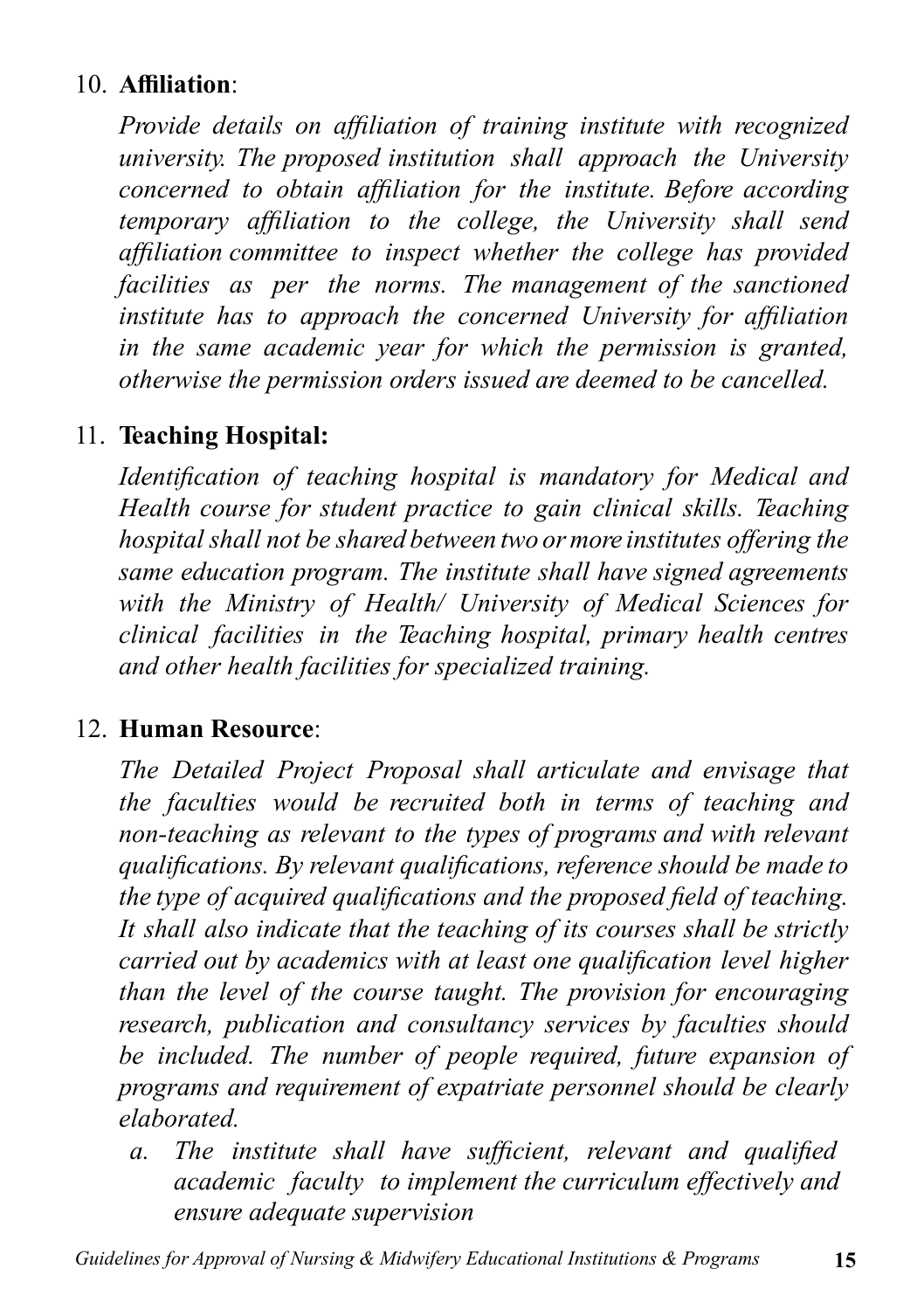10. **Affiliation**:

    *Provide details on affiliation of training institute with recognized university. The proposed institution shall approach the University concerned to obtain affiliation for the institute. Before according temporary affiliation to the college, the University shall send affiliation committee to inspect whether the college has provided facilities as per the norms. The management of the sanctioned institute has to approach the concerned University for affiliation in the same academic year for which the permission is granted, otherwise the permission orders issued are deemed to be cancelled.*

11. **Teaching Hospital:**

    *Identification of teaching hospital is mandatory for Medical and Health course for student practice to gain clinical skills. Teaching hospital shall not be shared between two or more institutes offering the same education program. The institute shall have signed agreements with the Ministry of Health/ University of Medical Sciences for clinical facilities in the Teaching hospital, primary health centres and other health facilities for specialized training.*

12. **Human Resource**:

    *The Detailed Project Proposal shall articulate and envisage that the faculties would be recruited both in terms of teaching and non-teaching as relevant to the types of programs and with relevant qualifications. By relevant qualifications, reference should be made to the type of acquired qualifications and the proposed field of teaching. It shall also indicate that the teaching of its courses shall be strictly carried out by academics with at least one qualification level higher than the level of the course taught. The provision for encouraging research, publication and consultancy services by faculties should be included. The number of people required, future expansion of programs and requirement of expatriate personnel should be clearly elaborated.*

    a. *The institute shall have sufficient, relevant and qualified academic faculty to implement the curriculum effectively and ensure adequate supervision*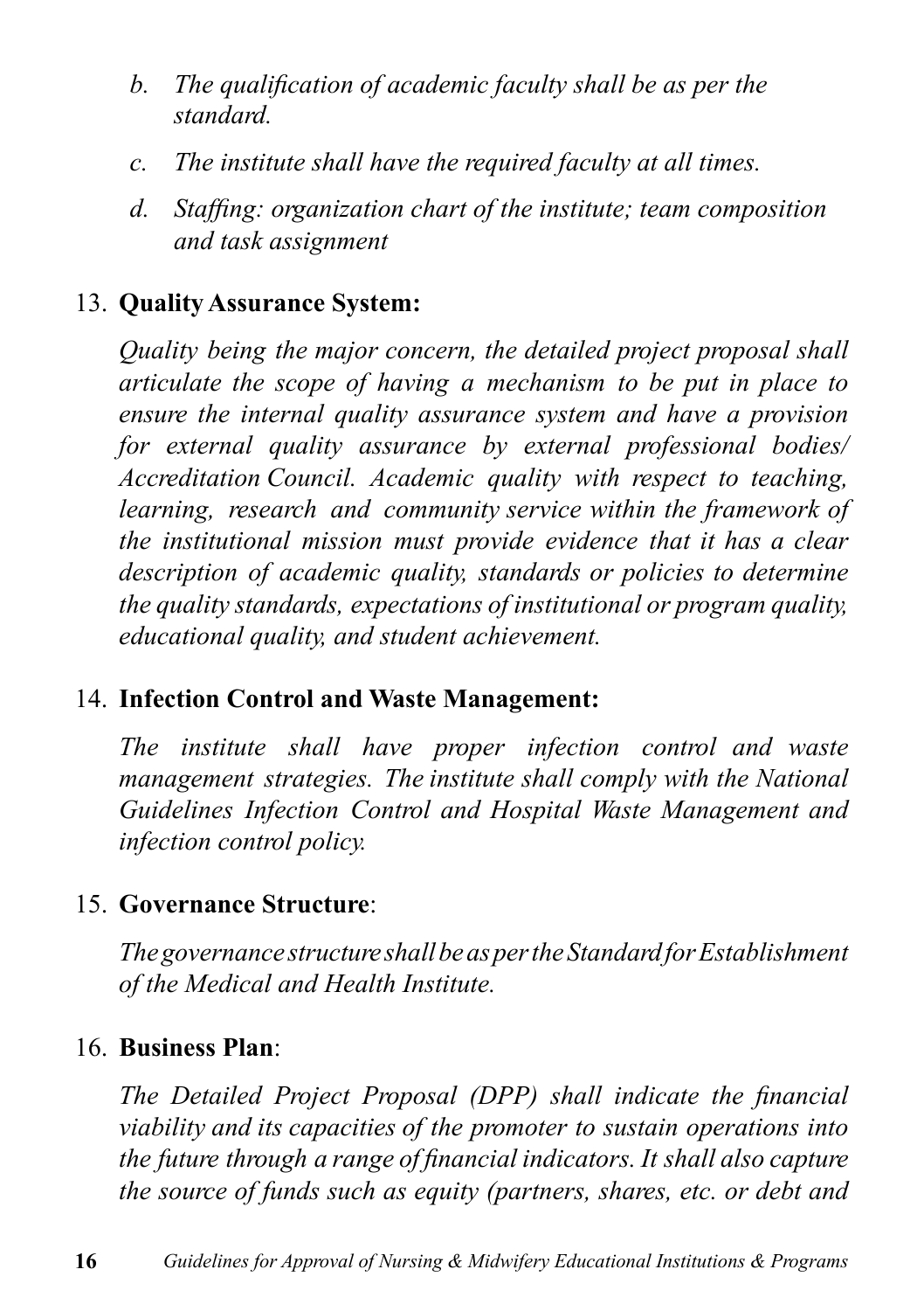b. *The qualification of academic faculty shall be as per the standard.*

c. *The institute shall have the required faculty at all times.*

d. *Staffing: organization chart of the institute; team composition and task assignment*

13. **Quality Assurance System:**

    *Quality being the major concern, the detailed project proposal shall articulate the scope of having a mechanism to be put in place to ensure the internal quality assurance system and have a provision for external quality assurance by external professional bodies/ Accreditation Council. Academic quality with respect to teaching, learning, research and community service within the framework of the institutional mission must provide evidence that it has a clear description of academic quality, standards or policies to determine the quality standards, expectations of institutional or program quality, educational quality, and student achievement.*

14. **Infection Control and Waste Management:**

    *The institute shall have proper infection control and waste management strategies. The institute shall comply with the National Guidelines Infection Control and Hospital Waste Management and infection control policy.*

15. **Governance Structure**:

    *The governance structure shall be as per the Standard for Establishment of the Medical and Health Institute.*

16. **Business Plan**:

    *The Detailed Project Proposal (DPP) shall indicate the financial viability and its capacities of the promoter to sustain operations into the future through a range of financial indicators. It shall also capture the source of funds such as equity (partners, shares, etc. or debt and*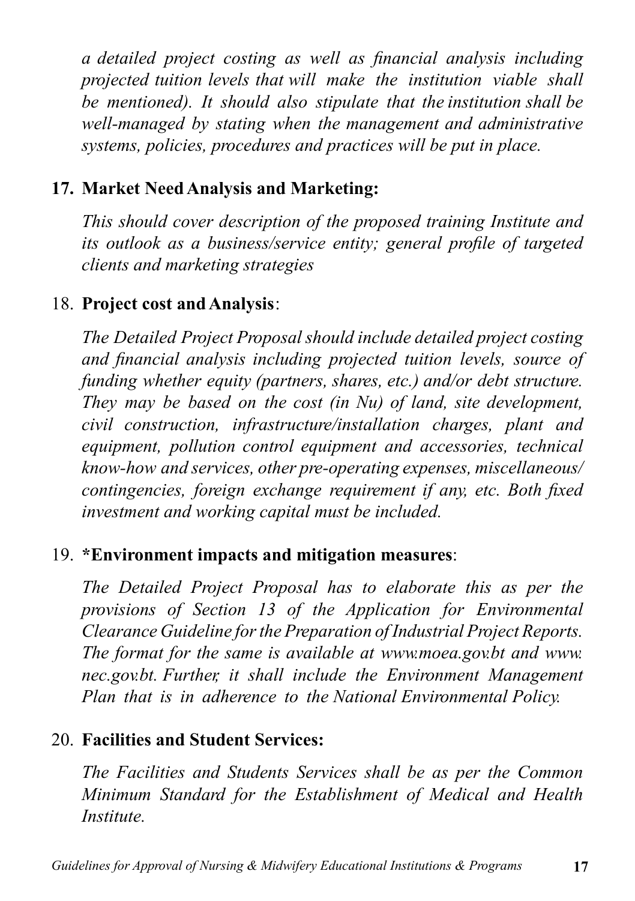*a detailed project costing as well as financial analysis including projected tuition levels that will make the institution viable shall be mentioned). It should also stipulate that the institution shall be well-managed by stating when the management and administrative systems, policies, procedures and practices will be put in place.*

17. **Market Need Analysis and Marketing:**

    *This should cover description of the proposed training Institute and its outlook as a business/service entity; general profile of targeted clients and marketing strategies*

18. **Project cost and Analysis**:

    *The Detailed Project Proposal should include detailed project costing and financial analysis including projected tuition levels, source of funding whether equity (partners, shares, etc.) and/or debt structure. They may be based on the cost (in Nu) of land, site development, civil construction, infrastructure/installation charges, plant and equipment, pollution control equipment and accessories, technical know-how and services, other pre-operating expenses, miscellaneous/ contingencies, foreign exchange requirement if any, etc. Both fixed investment and working capital must be included.*

19. **\*Environment impacts and mitigation measures**:

    *The Detailed Project Proposal has to elaborate this as per the provisions of Section 13 of the Application for Environmental Clearance Guideline for the Preparation of Industrial Project Reports. The format for the same is available at www.moea.gov.bt and www.nec.gov.bt. Further, it shall include the Environment Management Plan that is in adherence to the National Environmental Policy.*

20. **Facilities and Student Services:**

    *The Facilities and Students Services shall be as per the Common Minimum Standard for the Establishment of Medical and Health Institute.*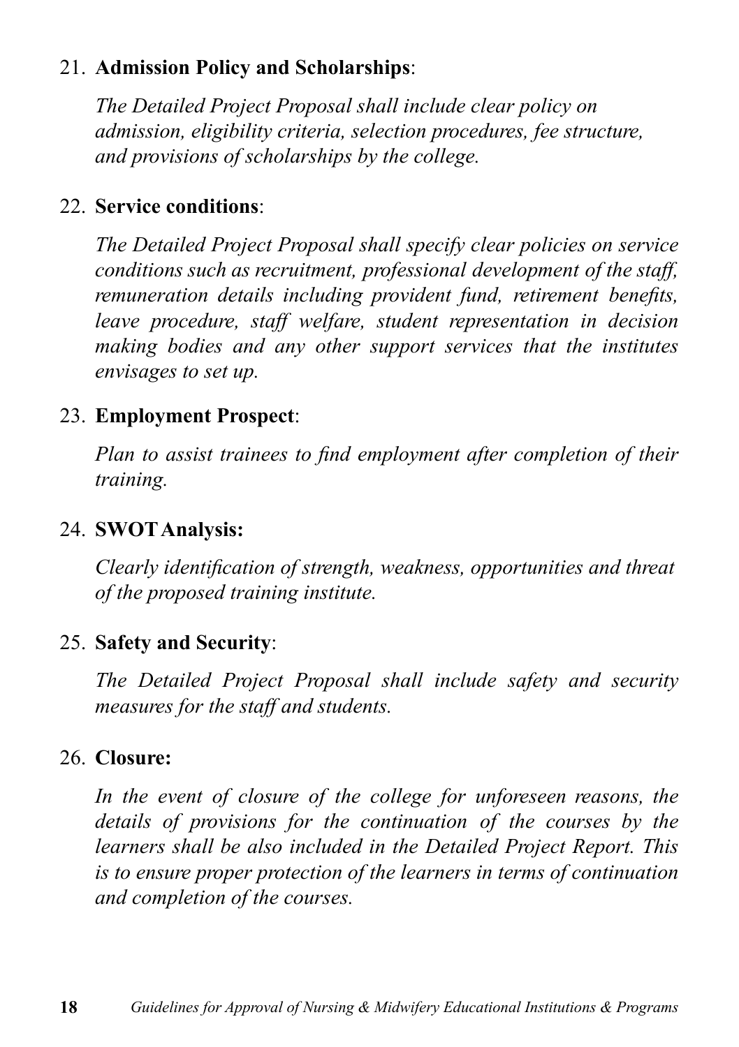21. **Admission Policy and Scholarships**:

    *The Detailed Project Proposal shall include clear policy on admission, eligibility criteria, selection procedures, fee structure, and provisions of scholarships by the college.*

22. **Service conditions**:

    *The Detailed Project Proposal shall specify clear policies on service conditions such as recruitment, professional development of the staff, remuneration details including provident fund, retirement benefits, leave procedure, staff welfare, student representation in decision making bodies and any other support services that the institutes envisages to set up.*

23. **Employment Prospect**:

    *Plan to assist trainees to find employment after completion of their training.*

24. **SWOT Analysis:**

    *Clearly identification of strength, weakness, opportunities and threat of the proposed training institute.*

25. **Safety and Security**:

    *The Detailed Project Proposal shall include safety and security measures for the staff and students.*

26. **Closure:**

    *In the event of closure of the college for unforeseen reasons, the details of provisions for the continuation of the courses by the learners shall be also included in the Detailed Project Report. This is to ensure proper protection of the learners in terms of continuation and completion of the courses.*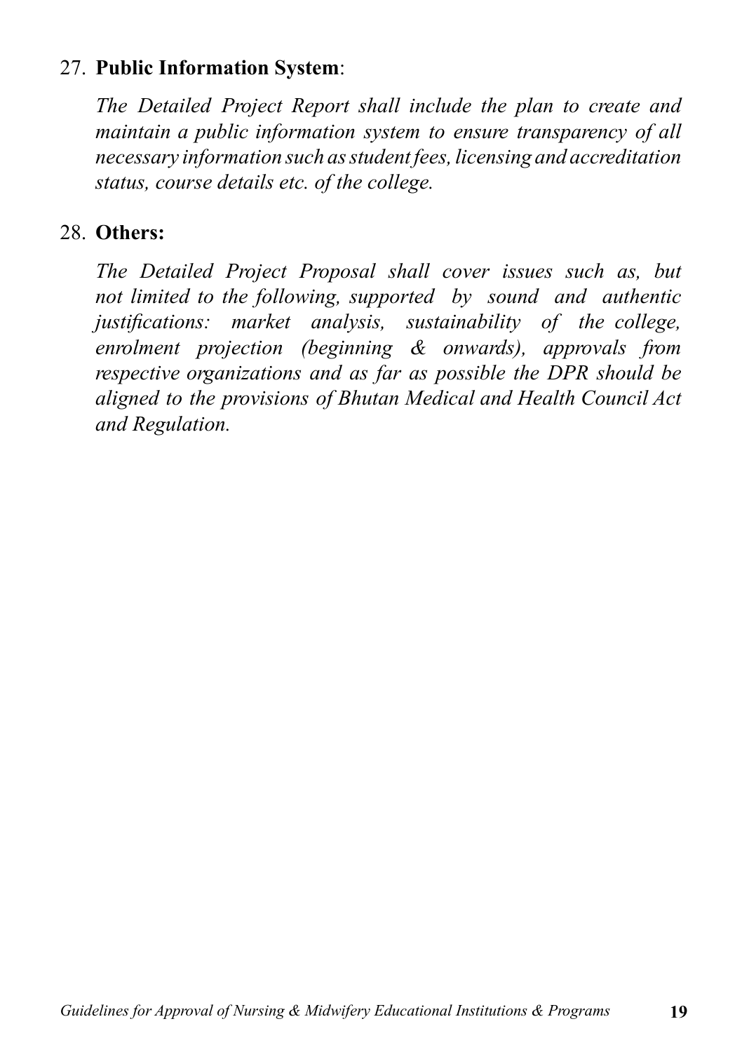27. **Public Information System**:

    *The Detailed Project Report shall include the plan to create and maintain a public information system to ensure transparency of all necessary information such as student fees, licensing and accreditation status, course details etc. of the college.*

28. **Others:**

    *The Detailed Project Proposal shall cover issues such as, but not limited to the following, supported by sound and authentic justifications: market analysis, sustainability of the college, enrolment projection (beginning & onwards), approvals from respective organizations and as far as possible the DPR should be aligned to the provisions of Bhutan Medical and Health Council Act and Regulation.*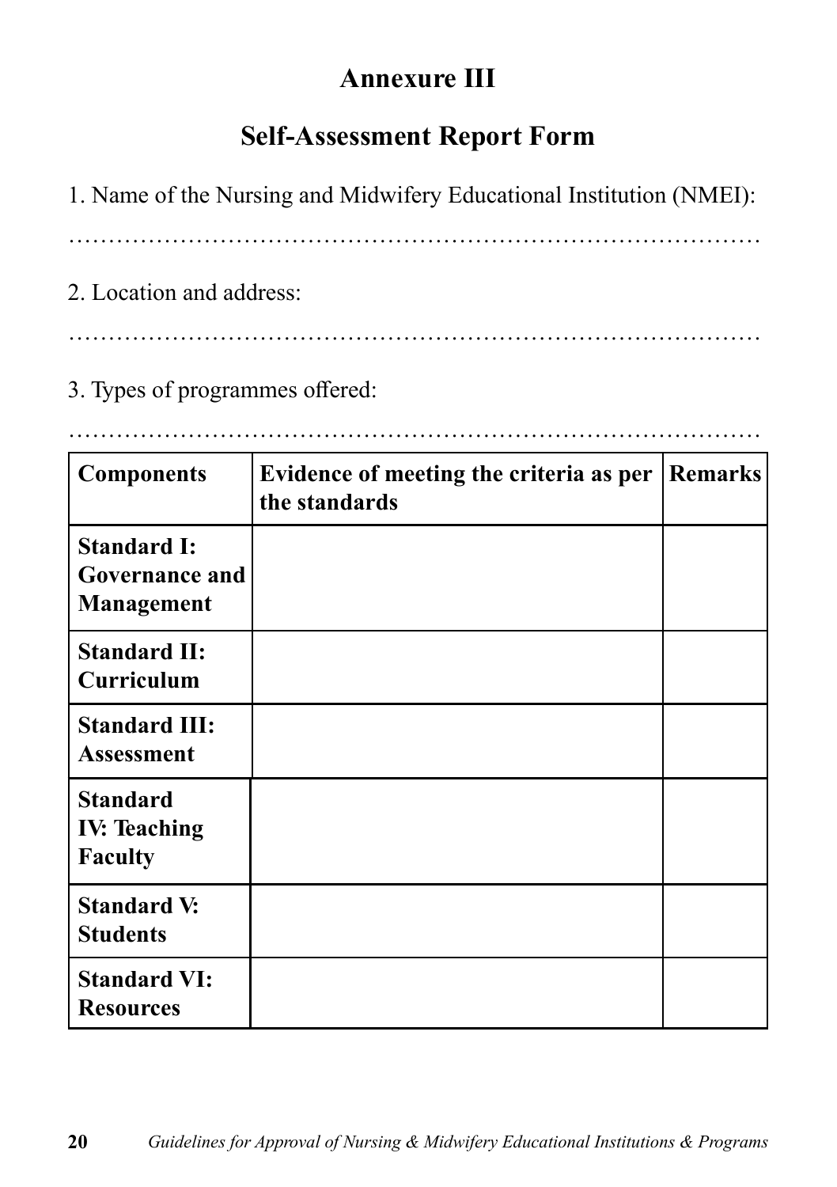# Annexure III

## Self-Assessment Report Form

1. Name of the Nursing and Midwifery Educational Institution (NMEI):

…………………………………………………………………………………

2. Location and address:

…………………………………………………………………………………

3. Types of programmes offered:

…………………………………………………………………………………

| **Components** | **Evidence of meeting the criteria as per the standards** | **Remarks** |
|---|---|---|
| **Standard I: Governance and Management** | | |
| **Standard II: Curriculum** | | |
| **Standard III: Assessment** | | |
| **Standard IV: Teaching Faculty** | | |
| **Standard V: Students** | | |
| **Standard VI: Resources** | | |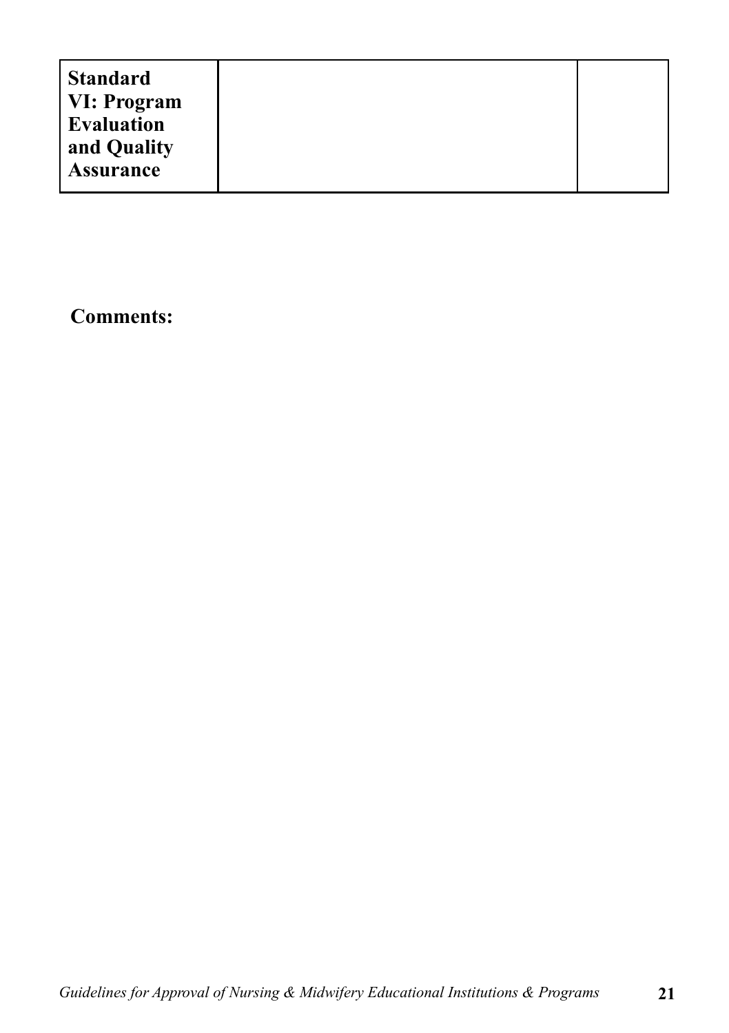| **Standard VI: Program Evaluation and Quality Assurance** | | |
| --- | --- | --- |

**Comments:**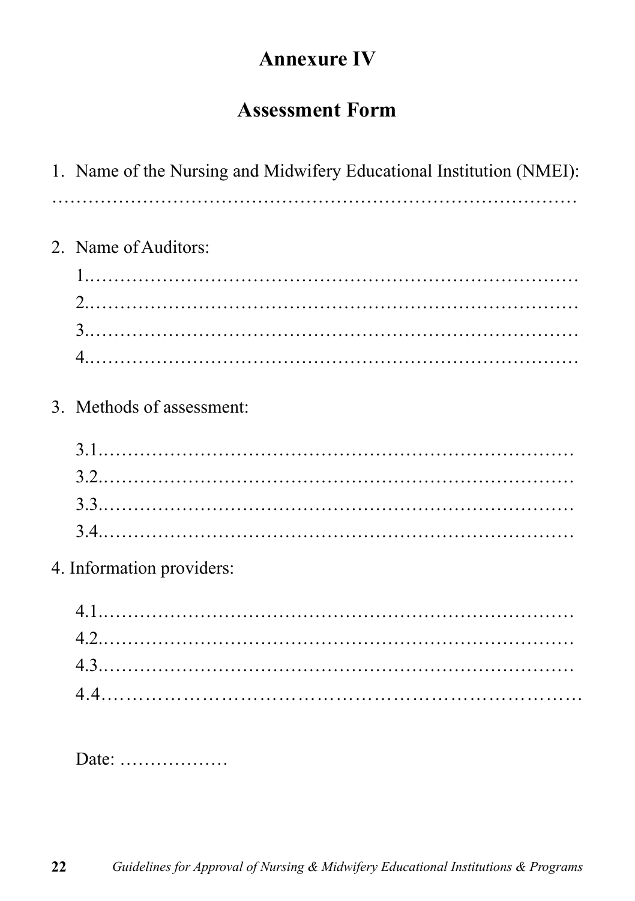# Annexure IV

## Assessment Form

1. Name of the Nursing and Midwifery Educational Institution (NMEI):

…………………………………………………………………………

2. Name of Auditors:

   1.…………………………………………………………………
   2.…………………………………………………………………
   3.…………………………………………………………………
   4.…………………………………………………………………

3. Methods of assessment:

   3.1.……………………………………………………………
   3.2.……………………………………………………………
   3.3.……………………………………………………………
   3.4.……………………………………………………………

4. Information providers:

   4.1.……………………………………………………………
   4.2.……………………………………………………………
   4.3.……………………………………………………………
   4.4……………………………………………………………

Date: ………………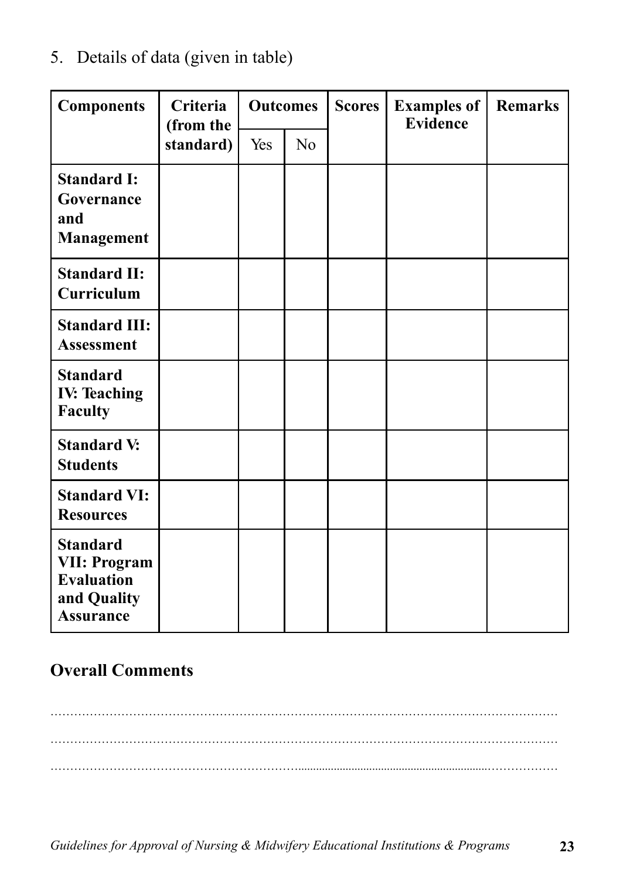5. Details of data (given in table)

| Components | Criteria (from the standard) | Outcomes | | Scores | Examples of Evidence | Remarks |
|---|---|---|---|---|---|---|
| | | Yes | No | | | |
| **Standard I: Governance and Management** | | | | | | |
| **Standard II: Curriculum** | | | | | | |
| **Standard III: Assessment** | | | | | | |
| **Standard IV: Teaching Faculty** | | | | | | |
| **Standard V: Students** | | | | | | |
| **Standard VI: Resources** | | | | | | |
| **Standard VII: Program Evaluation and Quality Assurance** | | | | | | |

## Overall Comments

……………………………………………………………………………………………………………

……………………………………………………………………………………………………………

……………………………………………………………………………………………………………